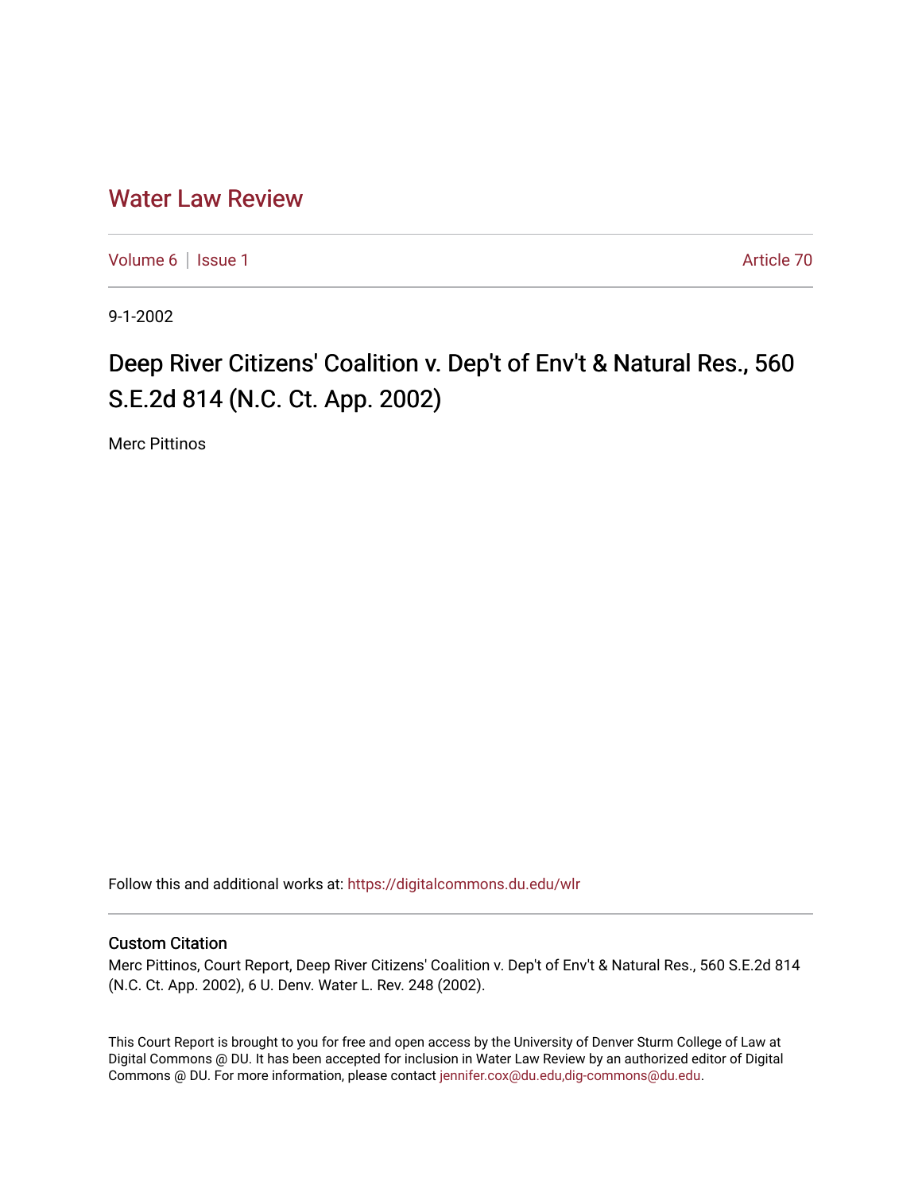# Water Law Review

Volume 6 | Issue 1 | Article 70

9-1-2002

## Deep River Citizens' Coalition v. Dep't of Env't & Natural Res., 560 S.E.2d 814 (N.C. Ct. App. 2002)

Merc Pittinos

Follow this and additional works at: https://digitalcommons.du.edu/wlr

### Custom Citation

Merc Pittinos, Court Report, Deep River Citizens' Coalition v. Dep't of Env't & Natural Res., 560 S.E.2d 814 (N.C. Ct. App. 2002), 6 U. Denv. Water L. Rev. 248 (2002).

This Court Report is brought to you for free and open access by the University of Denver Sturm College of Law at Digital Commons @ DU. It has been accepted for inclusion in Water Law Review by an authorized editor of Digital Commons @ DU. For more information, please contact jennifer.cox@du.edu,dig-commons@du.edu.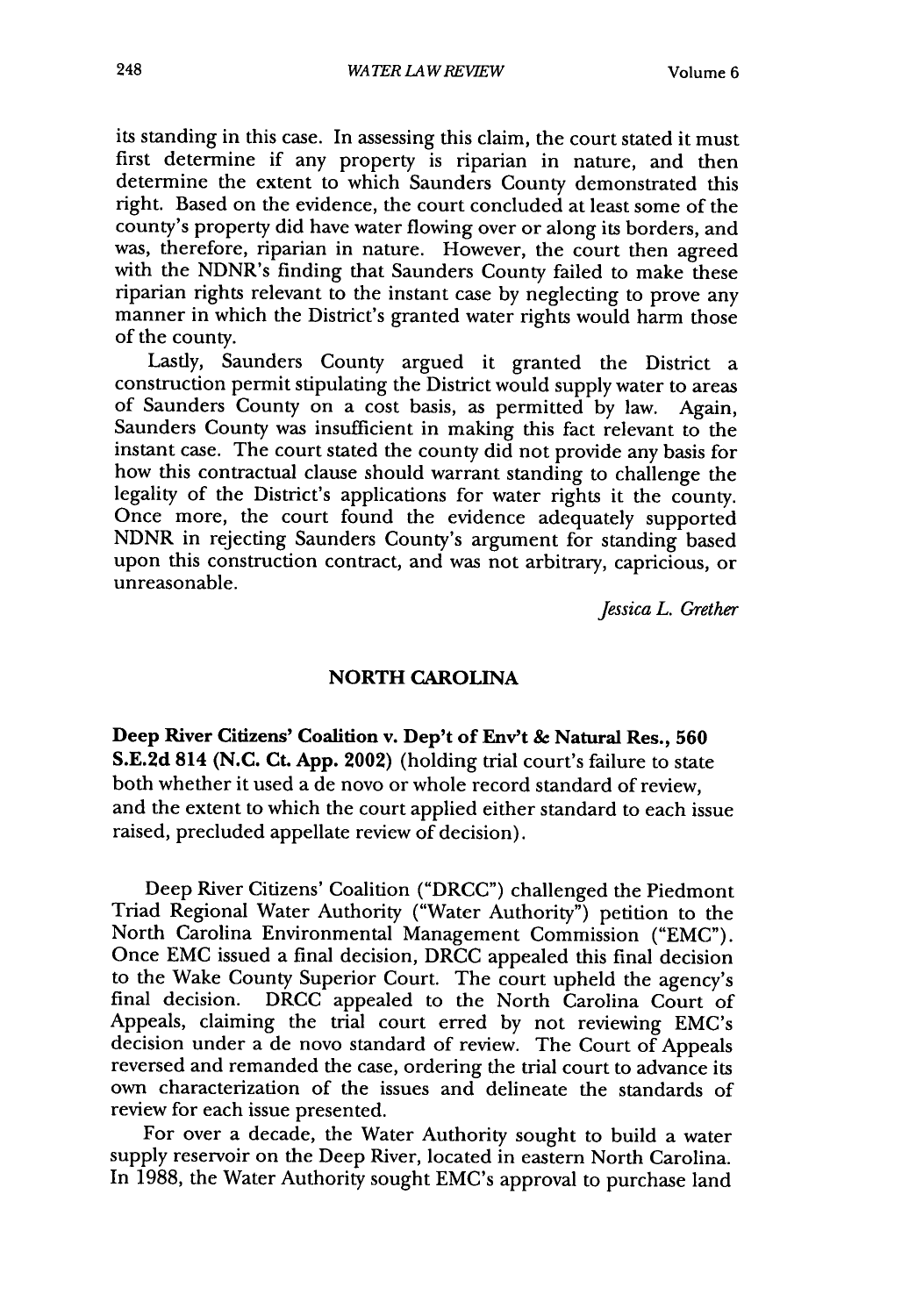its standing in this case. In assessing this claim, the court stated it must first determine if any property is riparian in nature, and then determine the extent to which Saunders County demonstrated this right. Based on the evidence, the court concluded at least some of the county's property did have water flowing over or along its borders, and was, therefore, riparian in nature. However, the court then agreed with the NDNR's finding that Saunders County failed to make these riparian rights relevant to the instant case by neglecting to prove any manner in which the District's granted water rights would harm those of the county.

Lastly, Saunders County argued it granted the District a construction permit stipulating the District would supply water to areas of Saunders County on a cost basis, as permitted by law. Again, Saunders County was insufficient in making this fact relevant to the instant case. The court stated the county did not provide any basis for how this contractual clause should warrant standing to challenge the legality of the District's applications for water rights it the county. Once more, the court found the evidence adequately supported NDNR in rejecting Saunders County's argument for standing based upon this construction contract, and was not arbitrary, capricious, or unreasonable.

*Jessica L. Grether*

## NORTH CAROLINA

**Deep River Citizens' Coalition v. Dep't of Env't & Natural Res., 560 S.E.2d 814 (N.C. Ct. App. 2002)** (holding trial court's failure to state both whether it used a de novo or whole record standard of review, and the extent to which the court applied either standard to each issue raised, precluded appellate review of decision).

Deep River Citizens' Coalition ("DRCC") challenged the Piedmont Triad Regional Water Authority ("Water Authority") petition to the North Carolina Environmental Management Commission ("EMC"). Once EMC issued a final decision, DRCC appealed this final decision to the Wake County Superior Court. The court upheld the agency's final decision. DRCC appealed to the North Carolina Court of Appeals, claiming the trial court erred by not reviewing EMC's decision under a de novo standard of review. The Court of Appeals reversed and remanded the case, ordering the trial court to advance its own characterization of the issues and delineate the standards of review for each issue presented.

For over a decade, the Water Authority sought to build a water supply reservoir on the Deep River, located in eastern North Carolina. In 1988, the Water Authority sought EMC's approval to purchase land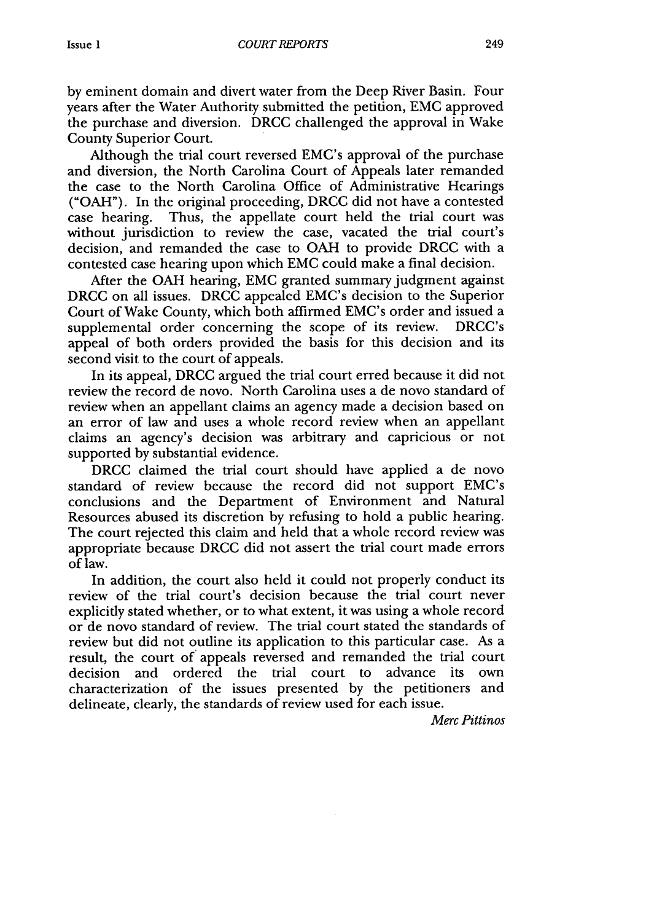by eminent domain and divert water from the Deep River Basin. Four years after the Water Authority submitted the petition, EMC approved the purchase and diversion. DRCC challenged the approval in Wake County Superior Court.

Although the trial court reversed EMC's approval of the purchase and diversion, the North Carolina Court of Appeals later remanded the case to the North Carolina Office of Administrative Hearings ("OAH"). In the original proceeding, DRCC did not have a contested case hearing. Thus, the appellate court held the trial court was without jurisdiction to review the case, vacated the trial court's decision, and remanded the case to OAH to provide DRCC with a contested case hearing upon which EMC could make a final decision.

After the OAH hearing, EMC granted summary judgment against DRCC on all issues. DRCC appealed EMC's decision to the Superior Court of Wake County, which both affirmed EMC's order and issued a supplemental order concerning the scope of its review. DRCC's appeal of both orders provided the basis for this decision and its second visit to the court of appeals.

In its appeal, DRCC argued the trial court erred because it did not review the record de novo. North Carolina uses a de novo standard of review when an appellant claims an agency made a decision based on an error of law and uses a whole record review when an appellant claims an agency's decision was arbitrary and capricious or not supported by substantial evidence.

DRCC claimed the trial court should have applied a de novo standard of review because the record did not support EMC's conclusions and the Department of Environment and Natural Resources abused its discretion by refusing to hold a public hearing. The court rejected this claim and held that a whole record review was appropriate because DRCC did not assert the trial court made errors of law.

In addition, the court also held it could not properly conduct its review of the trial court's decision because the trial court never explicitly stated whether, or to what extent, it was using a whole record or de novo standard of review. The trial court stated the standards of review but did not outline its application to this particular case. As a result, the court of appeals reversed and remanded the trial court decision and ordered the trial court to advance its own characterization of the issues presented by the petitioners and delineate, clearly, the standards of review used for each issue.

*Merc Pittinos*